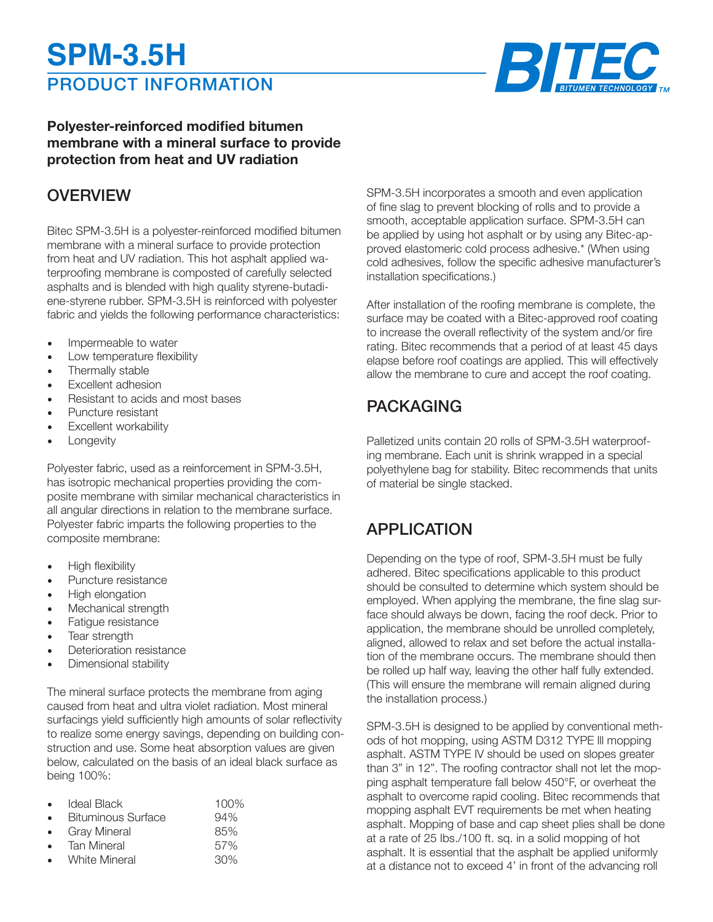# SPM-3.5H

## PRODUCT INFORMATION

**Polyester-reinforced modified bitumen membrane with a mineral surface to provide protection from heat and UV radiation**

## OVERVIEW

Bitec SPM-3.5H is a polyester-reinforced modified bitumen membrane with a mineral surface to provide protection from heat and UV radiation. This hot asphalt applied waterproofing membrane is composted of carefully selected asphalts and is blended with high quality styrene-butadiene-styrene rubber. SPM-3.5H is reinforced with polyester fabric and yields the following performance characteristics:

- Impermeable to water
- Low temperature flexibility
- Thermally stable
- Excellent adhesion
- Resistant to acids and most bases
- Puncture resistant
- Excellent workability
- Longevity

Polyester fabric, used as a reinforcement in SPM-3.5H, has isotropic mechanical properties providing the composite membrane with similar mechanical characteristics in all angular directions in relation to the membrane surface. Polyester fabric imparts the following properties to the composite membrane:

- High flexibility
- Puncture resistance
- High elongation
- Mechanical strength
- Fatigue resistance
- Tear strength
- Deterioration resistance
- Dimensional stability

The mineral surface protects the membrane from aging caused from heat and ultra violet radiation. Most mineral surfacings yield sufficiently high amounts of solar reflectivity to realize some energy savings, depending on building construction and use. Some heat absorption values are given below, calculated on the basis of an ideal black surface as being 100%:

- Ideal Black 100%
- Bituminous Surface 94%
- Gray Mineral 85%
- Tan Mineral 57%
- White Mineral 30%

SPM-3.5H incorporates a smooth and even application of fine slag to prevent blocking of rolls and to provide a smooth, acceptable application surface. SPM-3.5H can be applied by using hot asphalt or by using any Bitec-approved elastomeric cold process adhesive.* (When using cold adhesives, follow the specific adhesive manufacturer's installation specifications.)

After installation of the roofing membrane is complete, the surface may be coated with a Bitec-approved roof coating to increase the overall reflectivity of the system and/or fire rating. Bitec recommends that a period of at least 45 days elapse before roof coatings are applied. This will effectively allow the membrane to cure and accept the roof coating.

## PACKAGING

Palletized units contain 20 rolls of SPM-3.5H waterproofing membrane. Each unit is shrink wrapped in a special polyethylene bag for stability. Bitec recommends that units of material be single stacked.

## APPLICATION

Depending on the type of roof, SPM-3.5H must be fully adhered. Bitec specifications applicable to this product should be consulted to determine which system should be employed. When applying the membrane, the fine slag surface should always be down, facing the roof deck. Prior to application, the membrane should be unrolled completely, aligned, allowed to relax and set before the actual installation of the membrane occurs. The membrane should then be rolled up half way, leaving the other half fully extended. (This will ensure the membrane will remain aligned during the installation process.)

SPM-3.5H is designed to be applied by conventional methods of hot mopping, using ASTM D312 TYPE III mopping asphalt. ASTM TYPE IV should be used on slopes greater than 3" in 12". The roofing contractor shall not let the mopping asphalt temperature fall below 450°F, or overheat the asphalt to overcome rapid cooling. Bitec recommends that mopping asphalt EVT requirements be met when heating asphalt. Mopping of base and cap sheet plies shall be done at a rate of 25 lbs./100 ft. sq. in a solid mopping of hot asphalt. It is essential that the asphalt be applied uniformly at a distance not to exceed 4' in front of the advancing roll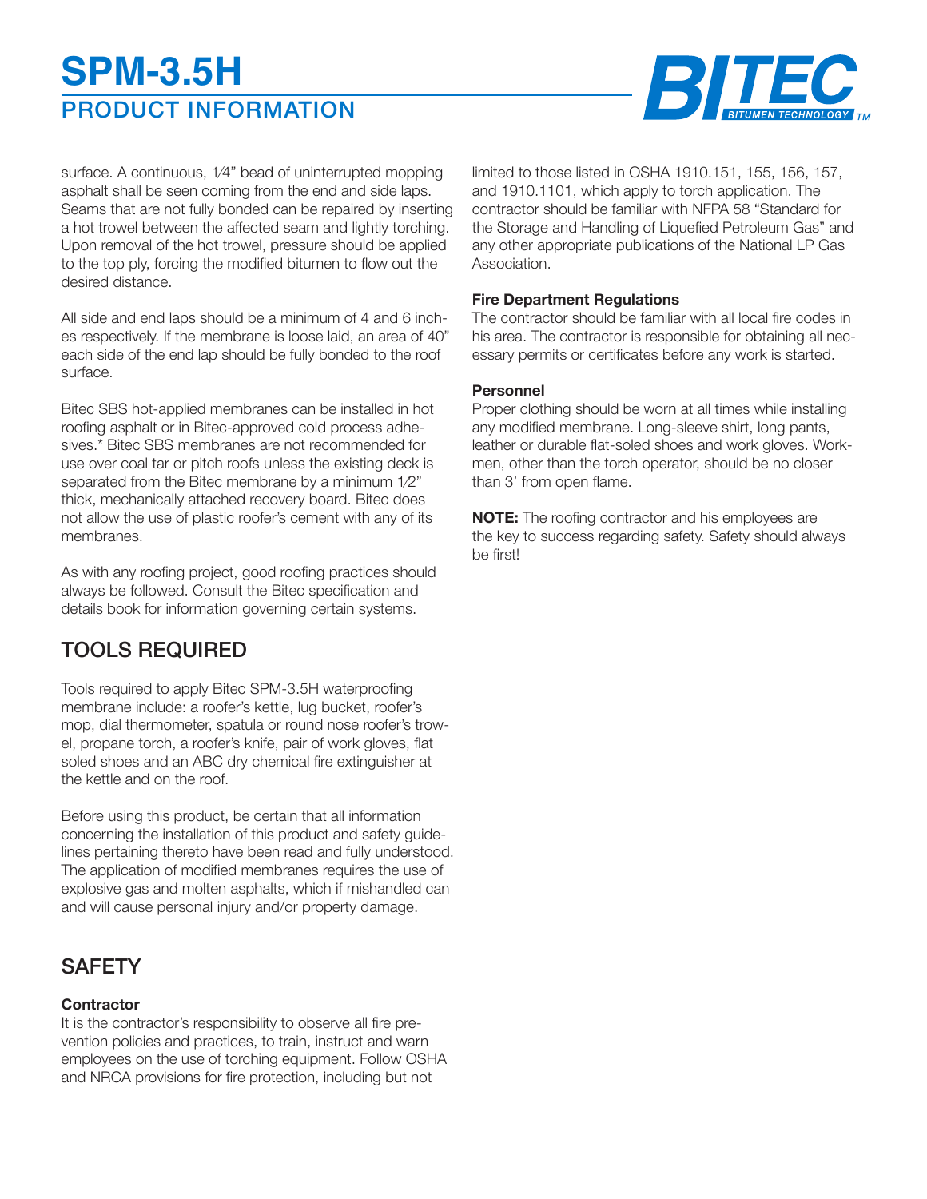surface. A continuous, 1⁄4" bead of uninterrupted mopping asphalt shall be seen coming from the end and side laps. Seams that are not fully bonded can be repaired by inserting a hot trowel between the affected seam and lightly torching. Upon removal of the hot trowel, pressure should be applied to the top ply, forcing the modified bitumen to flow out the desired distance.

All side and end laps should be a minimum of 4 and 6 inches respectively. If the membrane is loose laid, an area of 40" each side of the end lap should be fully bonded to the roof surface.

Bitec SBS hot-applied membranes can be installed in hot roofing asphalt or in Bitec-approved cold process adhesives.* Bitec SBS membranes are not recommended for use over coal tar or pitch roofs unless the existing deck is separated from the Bitec membrane by a minimum 1⁄2" thick, mechanically attached recovery board. Bitec does not allow the use of plastic roofer's cement with any of its membranes.

As with any roofing project, good roofing practices should always be followed. Consult the Bitec specification and details book for information governing certain systems.

## TOOLS REQUIRED

Tools required to apply Bitec SPM-3.5H waterproofing membrane include: a roofer's kettle, lug bucket, roofer's mop, dial thermometer, spatula or round nose roofer's trowel, propane torch, a roofer's knife, pair of work gloves, flat soled shoes and an ABC dry chemical fire extinguisher at the kettle and on the roof.

Before using this product, be certain that all information concerning the installation of this product and safety guidelines pertaining thereto have been read and fully understood. The application of modified membranes requires the use of explosive gas and molten asphalts, which if mishandled can and will cause personal injury and/or property damage.

## SAFETY

**Contractor**

It is the contractor's responsibility to observe all fire prevention policies and practices, to train, instruct and warn employees on the use of torching equipment. Follow OSHA and NRCA provisions for fire protection, including but not limited to those listed in OSHA 1910.151, 155, 156, 157, and 1910.1101, which apply to torch application. The contractor should be familiar with NFPA 58 "Standard for the Storage and Handling of Liquefied Petroleum Gas" and any other appropriate publications of the National LP Gas Association.

**Fire Department Regulations**

The contractor should be familiar with all local fire codes in his area. The contractor is responsible for obtaining all necessary permits or certificates before any work is started.

**Personnel**

Proper clothing should be worn at all times while installing any modified membrane. Long-sleeve shirt, long pants, leather or durable flat-soled shoes and work gloves. Workmen, other than the torch operator, should be no closer than 3' from open flame.

**NOTE:** The roofing contractor and his employees are the key to success regarding safety. Safety should always be first!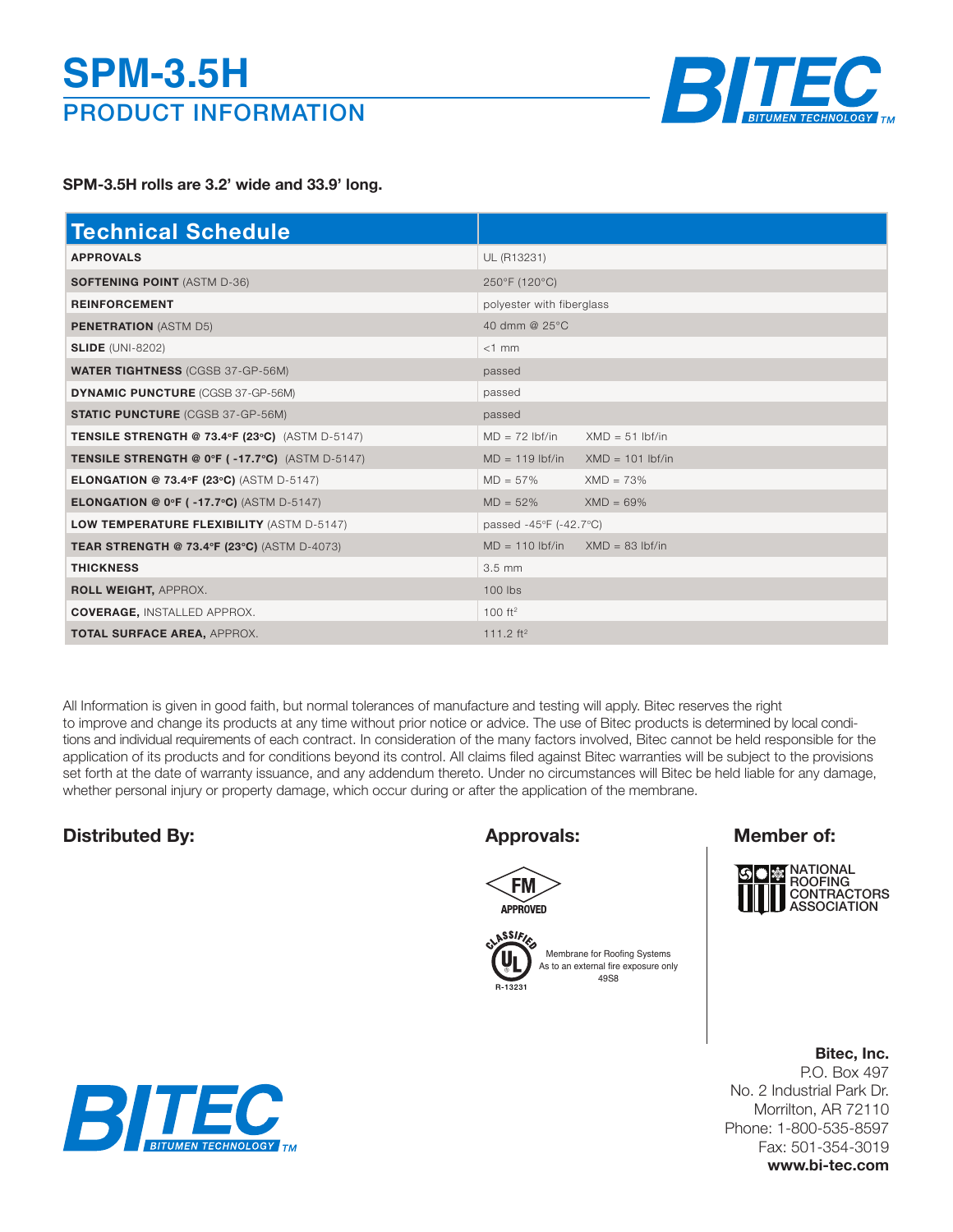# SPM-3.5H

## PRODUCT INFORMATION

**SPM-3.5H rolls are 3.2' wide and 33.9' long.**

| Technical Schedule | |
|---|---|
| **APPROVALS** | UL (R13231) |
| **SOFTENING POINT** (ASTM D-36) | 250°F (120°C) |
| **REINFORCEMENT** | polyester with fiberglass |
| **PENETRATION** (ASTM D5) | 40 dmm @ 25°C |
| **SLIDE** (UNI-8202) | <1 mm |
| **WATER TIGHTNESS** (CGSB 37-GP-56M) | passed |
| **DYNAMIC PUNCTURE** (CGSB 37-GP-56M) | passed |
| **STATIC PUNCTURE** (CGSB 37-GP-56M) | passed |
| **TENSILE STRENGTH @ 73.4°F (23°C)** (ASTM D-5147) | MD = 72 lbf/in  XMD = 51 lbf/in |
| **TENSILE STRENGTH @ 0°F ( -17.7°C)** (ASTM D-5147) | MD = 119 lbf/in  XMD = 101 lbf/in |
| **ELONGATION @ 73.4°F (23°C)** (ASTM D-5147) | MD = 57%  XMD = 73% |
| **ELONGATION @ 0°F ( -17.7°C)** (ASTM D-5147) | MD = 52%  XMD = 69% |
| **LOW TEMPERATURE FLEXIBILITY** (ASTM D-5147) | passed -45°F (-42.7°C) |
| **TEAR STRENGTH @ 73.4°F (23°C)** (ASTM D-4073) | MD = 110 lbf/in  XMD = 83 lbf/in |
| **THICKNESS** | 3.5 mm |
| **ROLL WEIGHT,** APPROX. | 100 lbs |
| **COVERAGE,** INSTALLED APPROX. | 100 ft$^2$ |
| **TOTAL SURFACE AREA,** APPROX. | 111.2 ft$^2$ |

All Information is given in good faith, but normal tolerances of manufacture and testing will apply. Bitec reserves the right to improve and change its products at any time without prior notice or advice. The use of Bitec products is determined by local conditions and individual requirements of each contract. In consideration of the many factors involved, Bitec cannot be held responsible for the application of its products and for conditions beyond its control. All claims filed against Bitec warranties will be subject to the provisions set forth at the date of warranty issuance, and any addendum thereto. Under no circumstances will Bitec be held liable for any damage, whether personal injury or property damage, which occur during or after the application of the membrane.

**Distributed By:**

**Approvals:**

FM APPROVED

CLASSIFIED UL R-13231

Membrane for Roofing Systems
As to an external fire exposure only
49S8

**Member of:**

NATIONAL ROOFING CONTRACTORS ASSOCIATION

**Bitec, Inc.**
P.O. Box 497
No. 2 Industrial Park Dr.
Morrilton, AR 72110
Phone: 1-800-535-8597
Fax: 501-354-3019
**www.bi-tec.com**